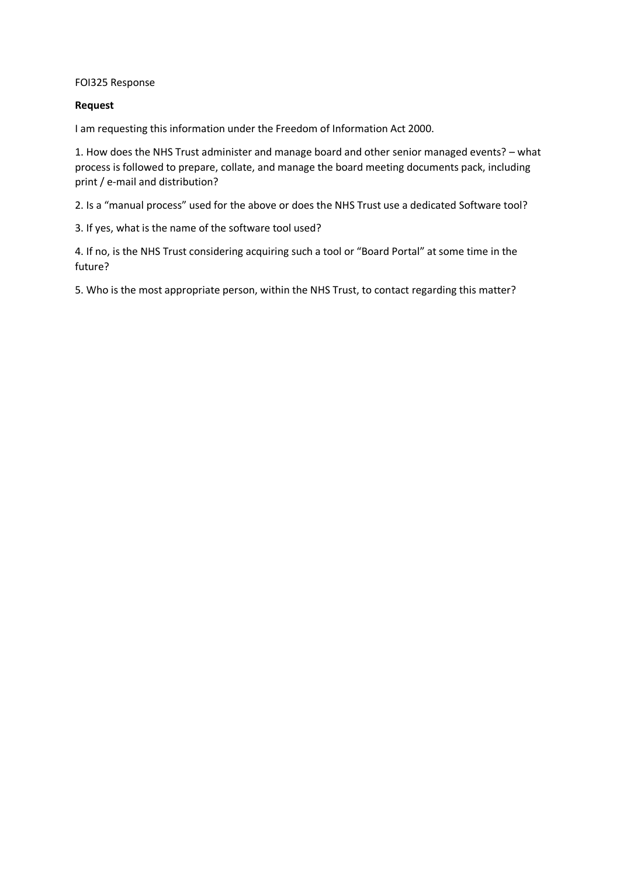FOI325 Response

**Request**

I am requesting this information under the Freedom of Information Act 2000.

1. How does the NHS Trust administer and manage board and other senior managed events? – what process is followed to prepare, collate, and manage the board meeting documents pack, including print / e-mail and distribution?

2. Is a "manual process" used for the above or does the NHS Trust use a dedicated Software tool?

3. If yes, what is the name of the software tool used?

4. If no, is the NHS Trust considering acquiring such a tool or "Board Portal" at some time in the future?

5. Who is the most appropriate person, within the NHS Trust, to contact regarding this matter?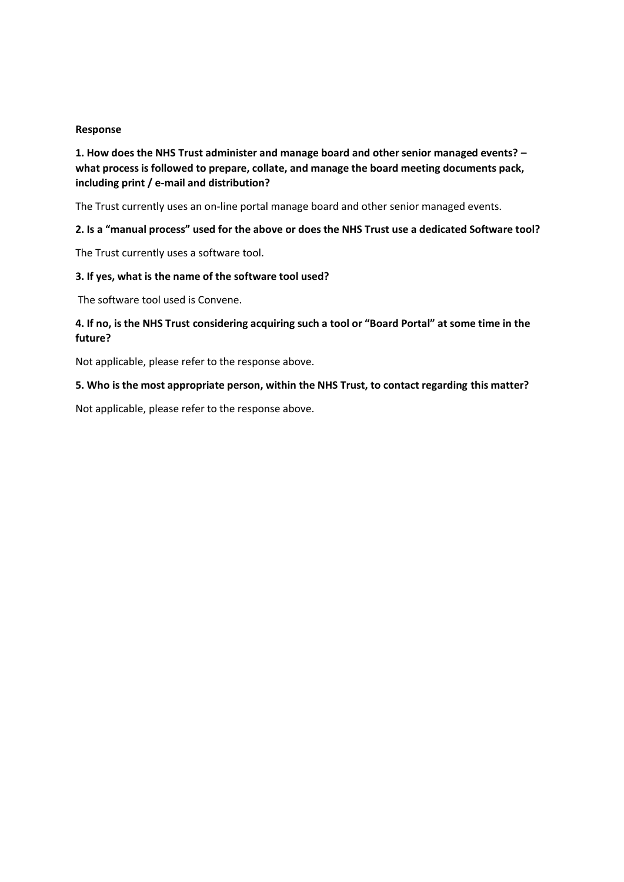**Response**

**1. How does the NHS Trust administer and manage board and other senior managed events? – what process is followed to prepare, collate, and manage the board meeting documents pack, including print / e-mail and distribution?**

The Trust currently uses an on-line portal manage board and other senior managed events.

**2. Is a "manual process" used for the above or does the NHS Trust use a dedicated Software tool?**

The Trust currently uses a software tool.

**3. If yes, what is the name of the software tool used?**

The software tool used is Convene.

**4. If no, is the NHS Trust considering acquiring such a tool or "Board Portal" at some time in the future?**

Not applicable, please refer to the response above.

**5. Who is the most appropriate person, within the NHS Trust, to contact regarding this matter?**

Not applicable, please refer to the response above.